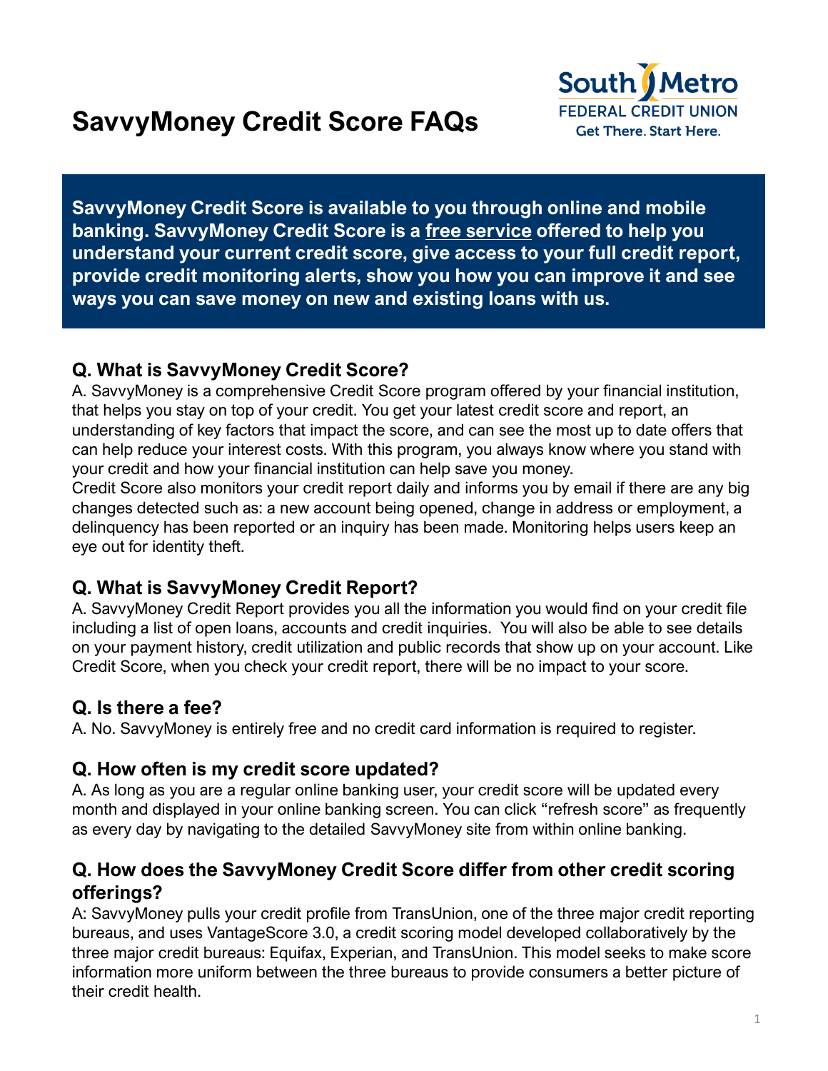# SavvyMoney Credit Score FAQs

South Metro FEDERAL CREDIT UNION
Get There. Start Here.

**SavvyMoney Credit Score is available to you through online and mobile banking. SavvyMoney Credit Score is a free service offered to help you understand your current credit score, give access to your full credit report, provide credit monitoring alerts, show you how you can improve it and see ways you can save money on new and existing loans with us.**

## Q. What is SavvyMoney Credit Score?

A. SavvyMoney is a comprehensive Credit Score program offered by your financial institution, that helps you stay on top of your credit. You get your latest credit score and report, an understanding of key factors that impact the score, and can see the most up to date offers that can help reduce your interest costs. With this program, you always know where you stand with your credit and how your financial institution can help save you money.

Credit Score also monitors your credit report daily and informs you by email if there are any big changes detected such as: a new account being opened, change in address or employment, a delinquency has been reported or an inquiry has been made. Monitoring helps users keep an eye out for identity theft.

## Q. What is SavvyMoney Credit Report?

A. SavvyMoney Credit Report provides you all the information you would find on your credit file including a list of open loans, accounts and credit inquiries. You will also be able to see details on your payment history, credit utilization and public records that show up on your account. Like Credit Score, when you check your credit report, there will be no impact to your score.

## Q. Is there a fee?

A. No. SavvyMoney is entirely free and no credit card information is required to register.

## Q. How often is my credit score updated?

A. As long as you are a regular online banking user, your credit score will be updated every month and displayed in your online banking screen. You can click "refresh score" as frequently as every day by navigating to the detailed SavvyMoney site from within online banking.

## Q. How does the SavvyMoney Credit Score differ from other credit scoring offerings?

A: SavvyMoney pulls your credit profile from TransUnion, one of the three major credit reporting bureaus, and uses VantageScore 3.0, a credit scoring model developed collaboratively by the three major credit bureaus: Equifax, Experian, and TransUnion. This model seeks to make score information more uniform between the three bureaus to provide consumers a better picture of their credit health.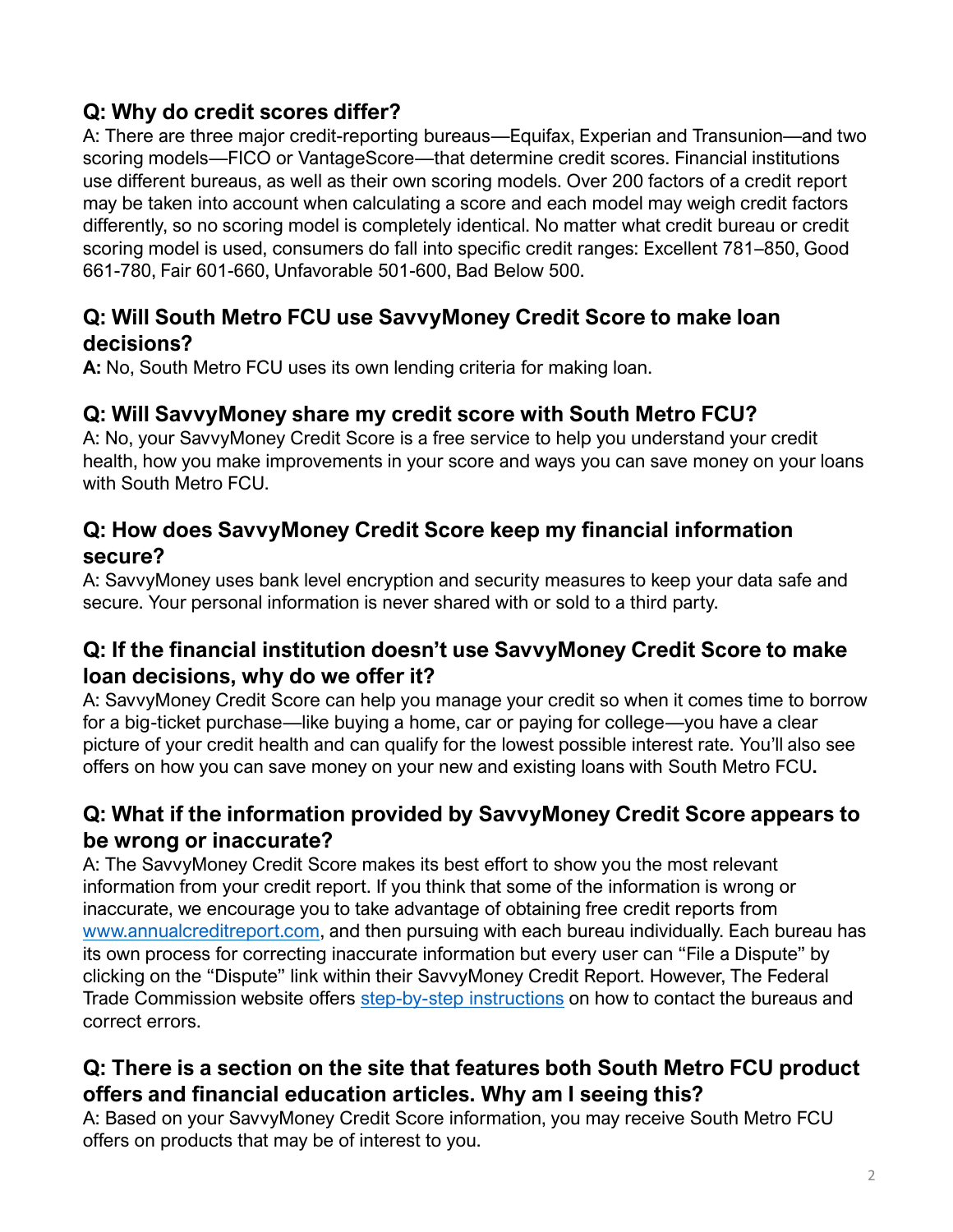## Q: Why do credit scores differ?

A: There are three major credit-reporting bureaus—Equifax, Experian and Transunion—and two scoring models—FICO or VantageScore—that determine credit scores. Financial institutions use different bureaus, as well as their own scoring models. Over 200 factors of a credit report may be taken into account when calculating a score and each model may weigh credit factors differently, so no scoring model is completely identical. No matter what credit bureau or credit scoring model is used, consumers do fall into specific credit ranges: Excellent 781–850, Good 661-780, Fair 601-660, Unfavorable 501-600, Bad Below 500.

## Q: Will South Metro FCU use SavvyMoney Credit Score to make loan decisions?

**A:** No, South Metro FCU uses its own lending criteria for making loan.

## Q: Will SavvyMoney share my credit score with South Metro FCU?

A: No, your SavvyMoney Credit Score is a free service to help you understand your credit health, how you make improvements in your score and ways you can save money on your loans with South Metro FCU.

## Q: How does SavvyMoney Credit Score keep my financial information secure?

A: SavvyMoney uses bank level encryption and security measures to keep your data safe and secure. Your personal information is never shared with or sold to a third party.

## Q: If the financial institution doesn't use SavvyMoney Credit Score to make loan decisions, why do we offer it?

A: SavvyMoney Credit Score can help you manage your credit so when it comes time to borrow for a big-ticket purchase—like buying a home, car or paying for college—you have a clear picture of your credit health and can qualify for the lowest possible interest rate. You'll also see offers on how you can save money on your new and existing loans with South Metro FCU**.**

## Q: What if the information provided by SavvyMoney Credit Score appears to be wrong or inaccurate?

A: The SavvyMoney Credit Score makes its best effort to show you the most relevant information from your credit report. If you think that some of the information is wrong or inaccurate, we encourage you to take advantage of obtaining free credit reports from [www.annualcreditreport.com](www.annualcreditreport.com), and then pursuing with each bureau individually. Each bureau has its own process for correcting inaccurate information but every user can "File a Dispute" by clicking on the "Dispute" link within their SavvyMoney Credit Report. However, The Federal Trade Commission website offers step-by-step instructions on how to contact the bureaus and correct errors.

## Q: There is a section on the site that features both South Metro FCU product offers and financial education articles. Why am I seeing this?

A: Based on your SavvyMoney Credit Score information, you may receive South Metro FCU offers on products that may be of interest to you.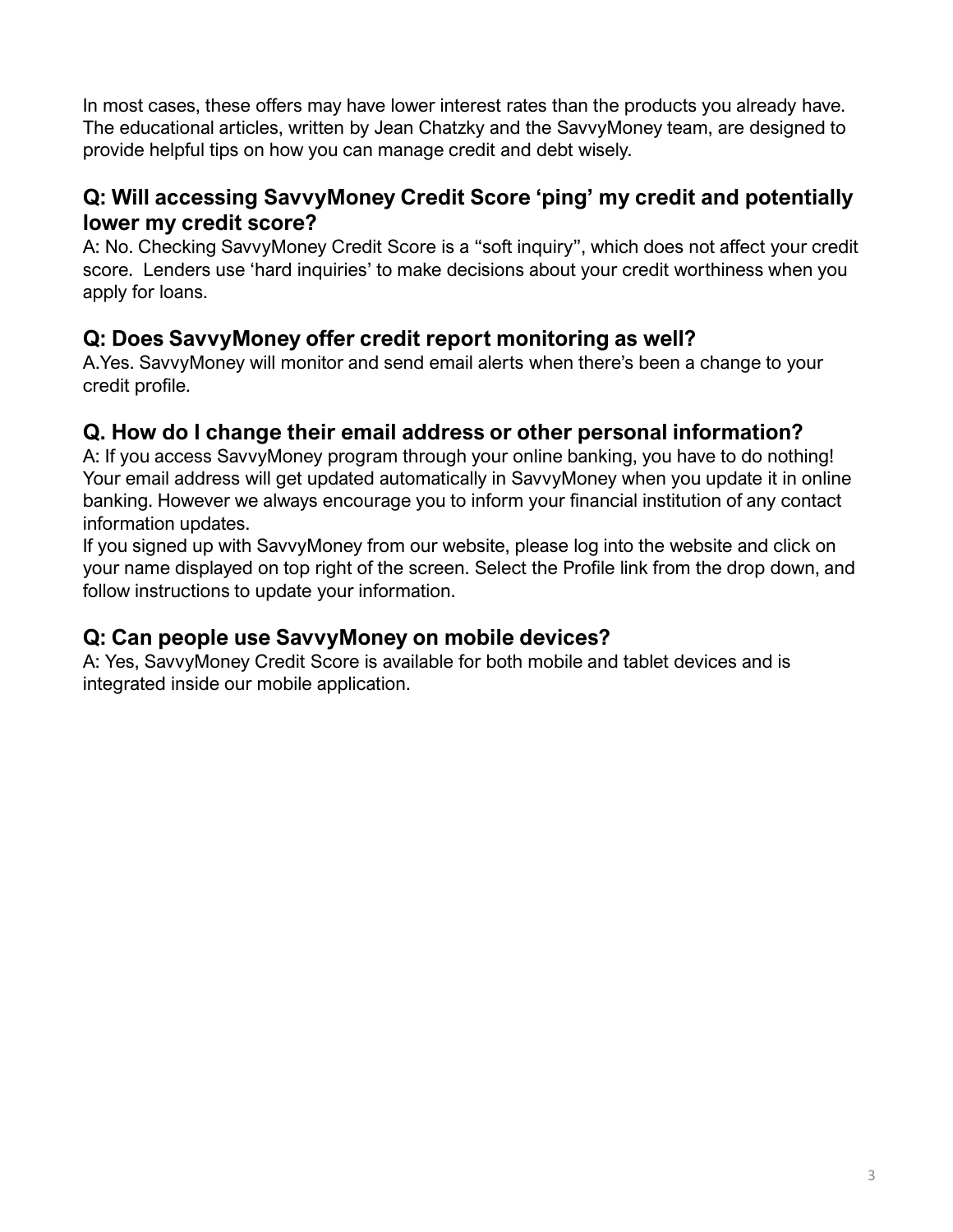In most cases, these offers may have lower interest rates than the products you already have. The educational articles, written by Jean Chatzky and the SavvyMoney team, are designed to provide helpful tips on how you can manage credit and debt wisely.

### Q: Will accessing SavvyMoney Credit Score 'ping' my credit and potentially lower my credit score?

A: No. Checking SavvyMoney Credit Score is a "soft inquiry", which does not affect your credit score. Lenders use 'hard inquiries' to make decisions about your credit worthiness when you apply for loans.

### Q: Does SavvyMoney offer credit report monitoring as well?

A.Yes. SavvyMoney will monitor and send email alerts when there's been a change to your credit profile.

### Q. How do I change their email address or other personal information?

A: If you access SavvyMoney program through your online banking, you have to do nothing! Your email address will get updated automatically in SavvyMoney when you update it in online banking. However we always encourage you to inform your financial institution of any contact information updates.

If you signed up with SavvyMoney from our website, please log into the website and click on your name displayed on top right of the screen. Select the Profile link from the drop down, and follow instructions to update your information.

### Q: Can people use SavvyMoney on mobile devices?

A: Yes, SavvyMoney Credit Score is available for both mobile and tablet devices and is integrated inside our mobile application.